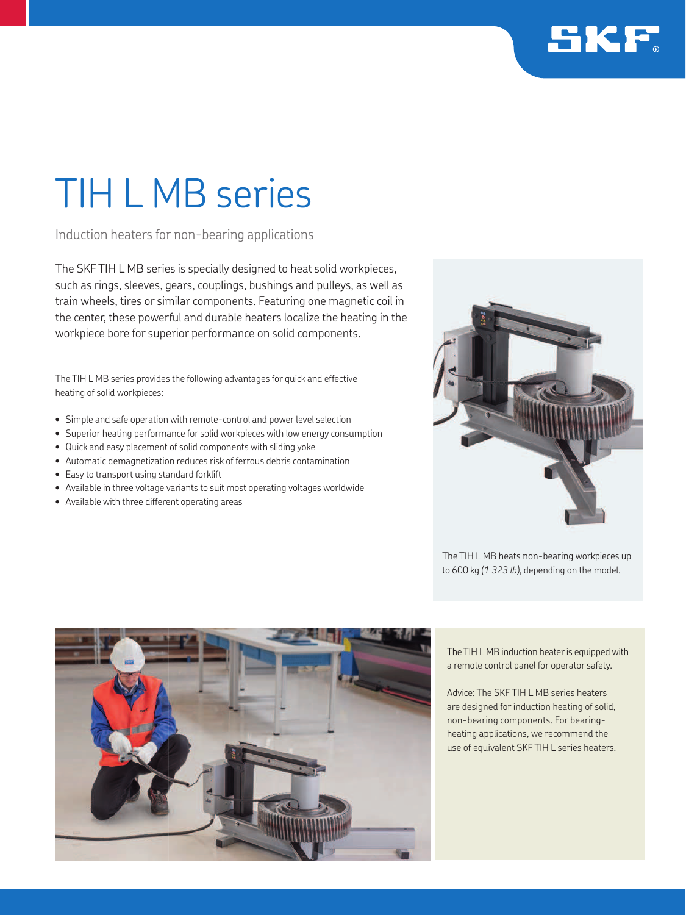# TIH L MB series

Induction heaters for non-bearing applications

The SKF TIH L MB series is specially designed to heat solid workpieces, such as rings, sleeves, gears, couplings, bushings and pulleys, as well as train wheels, tires or similar components. Featuring one magnetic coil in the center, these powerful and durable heaters localize the heating in the workpiece bore for superior performance on solid components.

The TIH L MB series provides the following advantages for quick and effective heating of solid workpieces:

- Simple and safe operation with remote-control and power level selection
- Superior heating performance for solid workpieces with low energy consumption
- Quick and easy placement of solid components with sliding yoke
- Automatic demagnetization reduces risk of ferrous debris contamination
- Easy to transport using standard forklift
- Available in three voltage variants to suit most operating voltages worldwide
- Available with three different operating areas

The TIH L MB heats non-bearing workpieces up to 600 kg *(1 323 lb)*, depending on the model.

The TIH L MB induction heater is equipped with a remote control panel for operator safety.

Advice: The SKF TIH L MB series heaters are designed for induction heating of solid, non-bearing components. For bearing-heating applications, we recommend the use of equivalent SKF TIH L series heaters.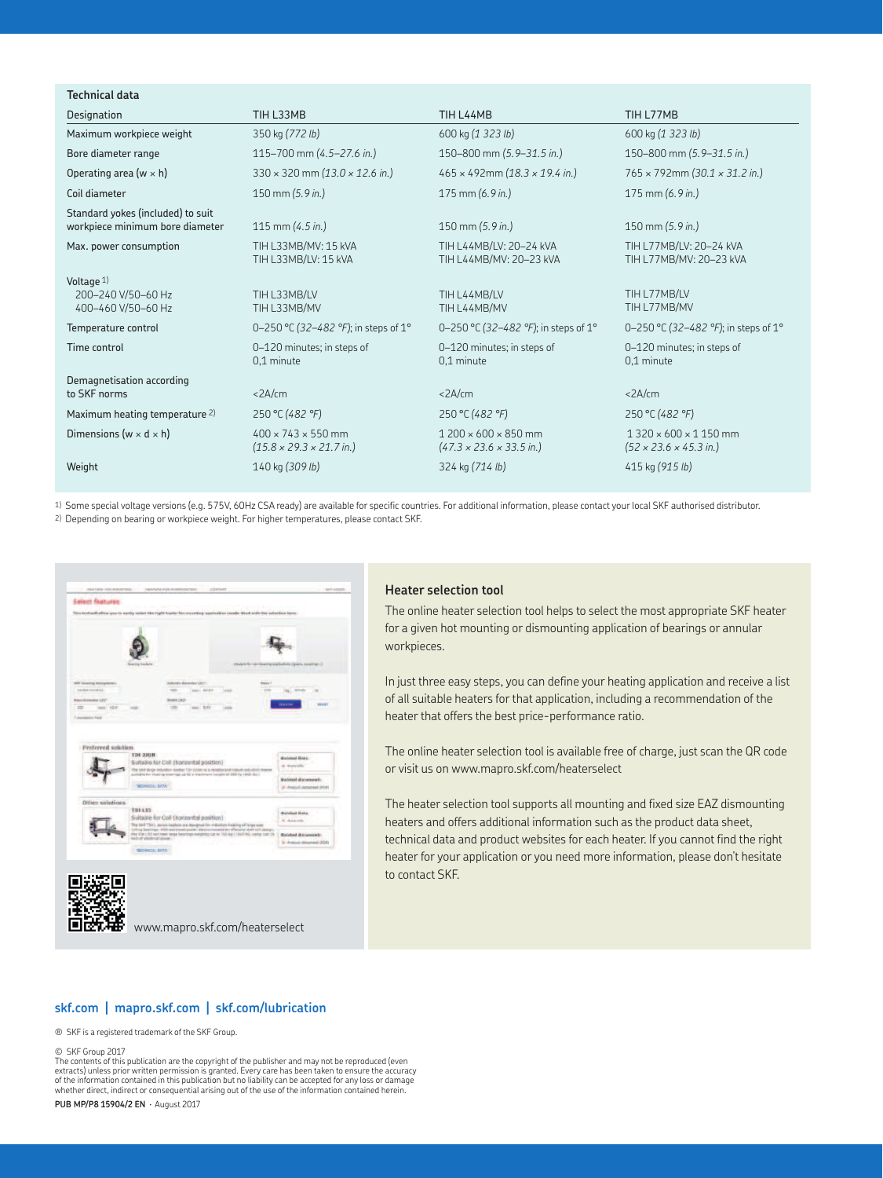## Technical data

| Designation | TIH L33MB | TIH L44MB | TIH L77MB |
|---|---|---|---|
| Maximum workpiece weight | 350 kg *(772 lb)* | 600 kg *(1 323 lb)* | 600 kg *(1 323 lb)* |
| Bore diameter range | 115–700 mm *(4.5–27.6 in.)* | 150–800 mm *(5.9–31.5 in.)* | 150–800 mm *(5.9–31.5 in.)* |
| Operating area (w × h) | 330 × 320 mm *(13.0 × 12.6 in.)* | 465 × 492mm *(18.3 × 19.4 in.)* | 765 × 792mm *(30.1 × 31.2 in.)* |
| Coil diameter | 150 mm *(5.9 in.)* | 175 mm *(6.9 in.)* | 175 mm *(6.9 in.)* |
| Standard yokes (included) to suit workpiece minimum bore diameter | 115 mm *(4.5 in.)* | 150 mm *(5.9 in.)* | 150 mm *(5.9 in.)* |
| Max. power consumption | TIH L33MB/MV: 15 kVA<br>TIH L33MB/LV: 15 kVA | TIH L44MB/LV: 20–24 kVA<br>TIH L44MB/MV: 20–23 kVA | TIH L77MB/LV: 20–24 kVA<br>TIH L77MB/MV: 20–23 kVA |
| Voltage [1]<br>200–240 V/50–60 Hz<br>400–460 V/50–60 Hz | <br>TIH L33MB/LV<br>TIH L33MB/MV | <br>TIH L44MB/LV<br>TIH L44MB/MV | <br>TIH L77MB/LV<br>TIH L77MB/MV |
| Temperature control | 0–250 °C *(32–482 °F)*; in steps of 1° | 0–250 °C *(32–482 °F)*; in steps of 1° | 0–250 °C *(32–482 °F)*; in steps of 1° |
| Time control | 0–120 minutes; in steps of 0,1 minute | 0–120 minutes; in steps of 0,1 minute | 0–120 minutes; in steps of 0,1 minute |
| Demagnetisation according to SKF norms | <2A/cm | <2A/cm | <2A/cm |
| Maximum heating temperature [2] | 250 °C *(482 °F)* | 250 °C *(482 °F)* | 250 °C *(482 °F)* |
| Dimensions (w × d × h) | 400 × 743 × 550 mm<br>*(15.8 × 29.3 × 21.7 in.)* | 1 200 × 600 × 850 mm<br>*(47.3 × 23.6 × 33.5 in.)* | 1 320 × 600 × 1 150 mm<br>*(52 × 23.6 × 45.3 in.)* |
| Weight | 140 kg *(309 lb)* | 324 kg *(714 lb)* | 415 kg *(915 lb)* |

[1] Some special voltage versions (e.g. 575V, 60Hz CSA ready) are available for specific countries. For additional information, please contact your local SKF authorised distributor.
[2] Depending on bearing or workpiece weight. For higher temperatures, please contact SKF.

www.mapro.skf.com/heaterselect

### Heater selection tool

The online heater selection tool helps to select the most appropriate SKF heater for a given hot mounting or dismounting application of bearings or annular workpieces.

In just three easy steps, you can define your heating application and receive a list of all suitable heaters for that application, including a recommendation of the heater that offers the best price-performance ratio.

The online heater selection tool is available free of charge, just scan the QR code or visit us on www.mapro.skf.com/heaterselect

The heater selection tool supports all mounting and fixed size EAZ dismounting heaters and offers additional information such as the product data sheet, technical data and product websites for each heater. If you cannot find the right heater for your application or you need more information, please don't hesitate to contact SKF.

**skf.com | mapro.skf.com | skf.com/lubrication**

® SKF is a registered trademark of the SKF Group.

© SKF Group 2017
The contents of this publication are the copyright of the publisher and may not be reproduced (even extracts) unless prior written permission is granted. Every care has been taken to ensure the accuracy of the information contained in this publication but no liability can be accepted for any loss or damage whether direct, indirect or consequential arising out of the use of the information contained herein.

**PUB MP/P8 15904/2 EN** · August 2017